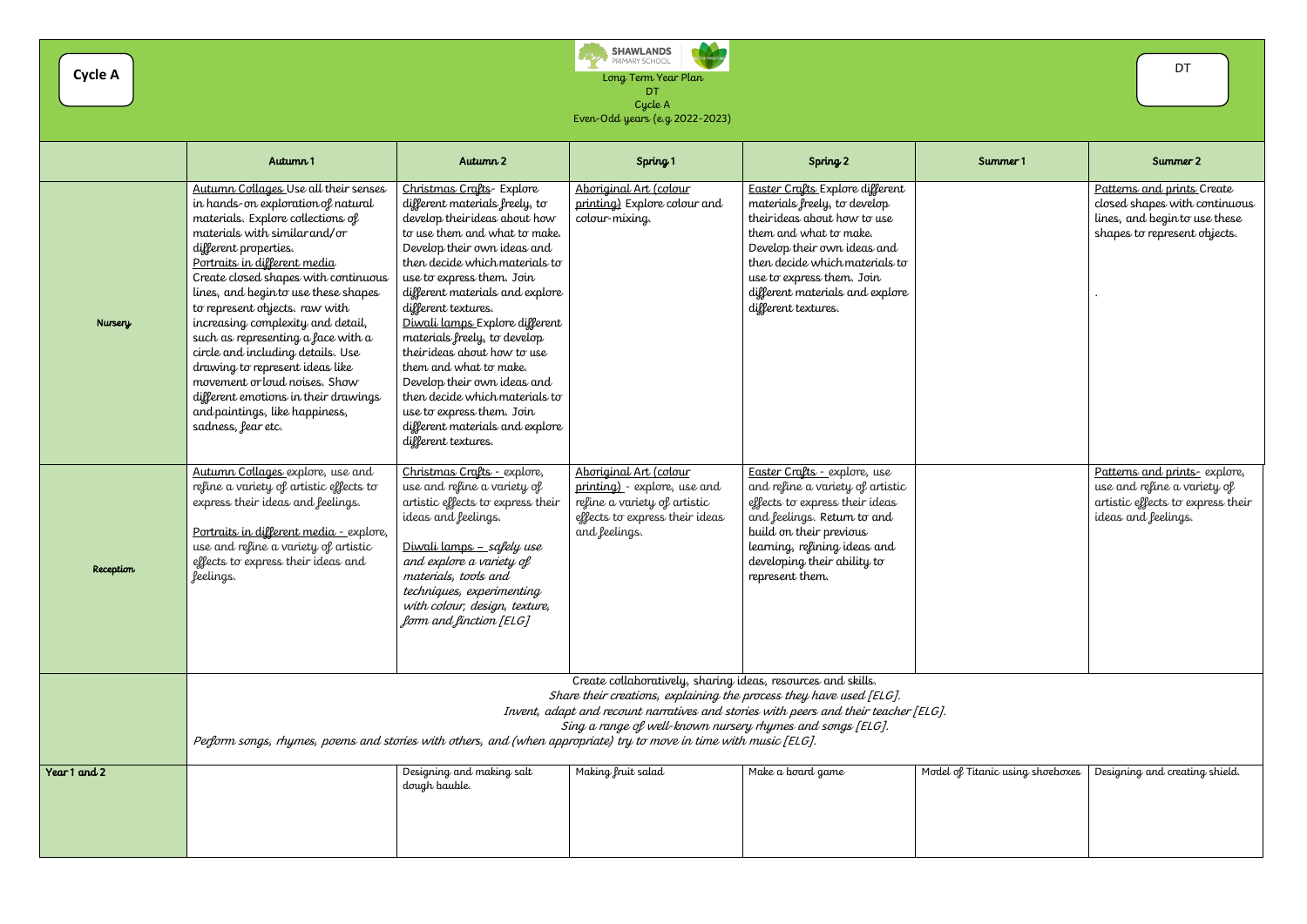**Cycle A**

SHAWLANDS PRIMARY SCHOOL

Long Term Year Plan
DT
Cycle A
Even-Odd years (e.g 2022-2023)

DT

| | Autumn 1 | Autumn 2 | Spring 1 | Spring 2 | Summer 1 | Summer 2 |
|---|---|---|---|---|---|---|
| Nursery | Autumn Collages Use all their senses in hands-on exploration of natural materials. Explore collections of materials with similar and/or different properties.<br>Portraits in different media<br>Create closed shapes with continuous lines, and begin to use these shapes to represent objects. raw with increasing complexity and detail, such as representing a face with a circle and including details. Use drawing to represent ideas like movement or loud noises. Show different emotions in their drawings and paintings, like happiness, sadness, fear etc. | Christmas Crafts- Explore different materials freely, to develop their ideas about how to use them and what to make. Develop their own ideas and then decide which materials to use to express them. Join different materials and explore different textures.<br>Diwali lamps Explore different materials freely, to develop their ideas about how to use them and what to make. Develop their own ideas and then decide which materials to use to express them. Join different materials and explore different textures. | Aboriginal Art (colour printing) Explore colour and colour-mixing. | Easter Crafts Explore different materials freely, to develop their ideas about how to use them and what to make. Develop their own ideas and then decide which materials to use to express them. Join different materials and explore different textures. | | Patterns and prints Create closed shapes with continuous lines, and begin to use these shapes to represent objects.<br>. |
| Reception | Autumn Collages explore, use and refine a variety of artistic effects to express their ideas and feelings.<br>Portraits in different media - explore, use and refine a variety of artistic effects to express their ideas and feelings. | Christmas Crafts - explore, use and refine a variety of artistic effects to express their ideas and feelings.<br>Diwali lamps – *safely use and explore a variety of materials, tools and techniques, experimenting with colour, design, texture, form and finction [ELG]* | Aboriginal Art (colour printing) - explore, use and refine a variety of artistic effects to express their ideas and feelings. | Easter Crafts - explore, use and refine a variety of artistic effects to express their ideas and feelings. Return to and build on their previous learning, refining ideas and developing their ability to represent them. | | Patterns and prints- explore, use and refine a variety of artistic effects to express their ideas and feelings. |
| | Create collaboratively, sharing ideas, resources and skills.<br>*Share their creations, explaining the process they have used [ELG].*<br>*Invent, adapt and recount narratives and stories with peers and their teacher [ELG].*<br>*Sing a range of well-known nursery rhymes and songs [ELG].*<br>*Perform songs, rhymes, poems and stories with others, and (when appropriate) try to move in time with music [ELG].* | | | | | |
| Year 1 and 2 | | Designing and making salt dough bauble. | Making fruit salad | Make a board game | Model of Titanic using shoeboxes | Designing and creating shield. |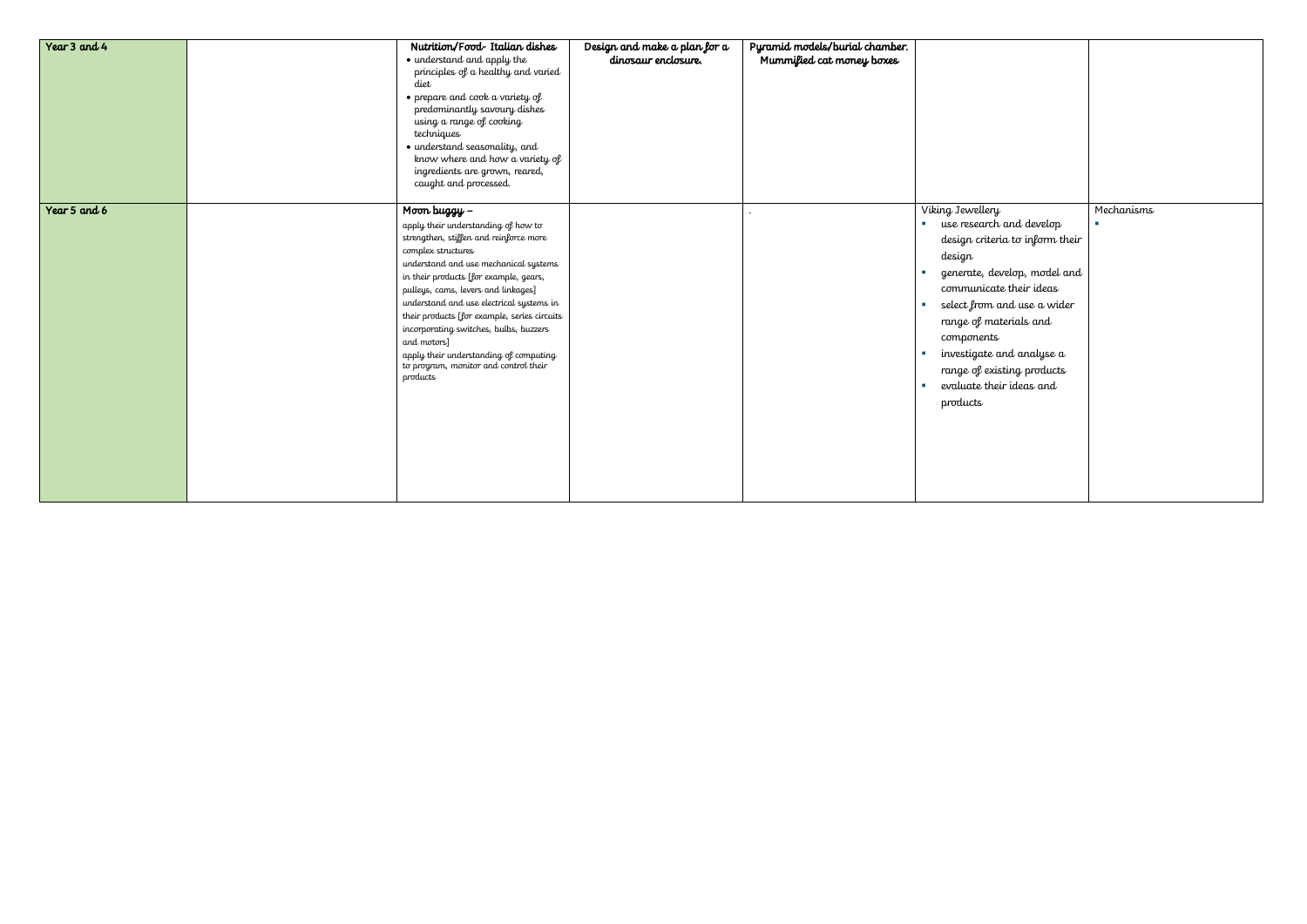| Year 3 and 4 | | **Nutrition/Food- Italian dishes**<br>• understand and apply the principles of a healthy and varied diet<br>• prepare and cook a variety of predominantly savoury dishes using a range of cooking techniques<br>• understand seasonality, and know where and how a variety of ingredients are grown, reared, caught and processed. | **Design and make a plan for a dinosaur enclosure.** | **Pyramid models/burial chamber. Mummified cat money boxes** | | |
|---|---|---|---|---|---|---|
| Year 5 and 6 | | **Moon buggy –**<br>apply their understanding of how to strengthen, stiffen and reinforce more complex structures<br>understand and use mechanical systems in their products [for example, gears, pulleys, cams, levers and linkages]<br>understand and use electrical systems in their products [for example, series circuits incorporating switches, bulbs, buzzers and motors]<br>apply their understanding of computing to program, monitor and control their products | | . | Viking Jewellery<br>▪ use research and develop design criteria to inform their design<br>▪ generate, develop, model and communicate their ideas<br>▪ select from and use a wider range of materials and components<br>▪ investigate and analyse a range of existing products<br>▪ evaluate their ideas and products | Mechanisms<br>▪ |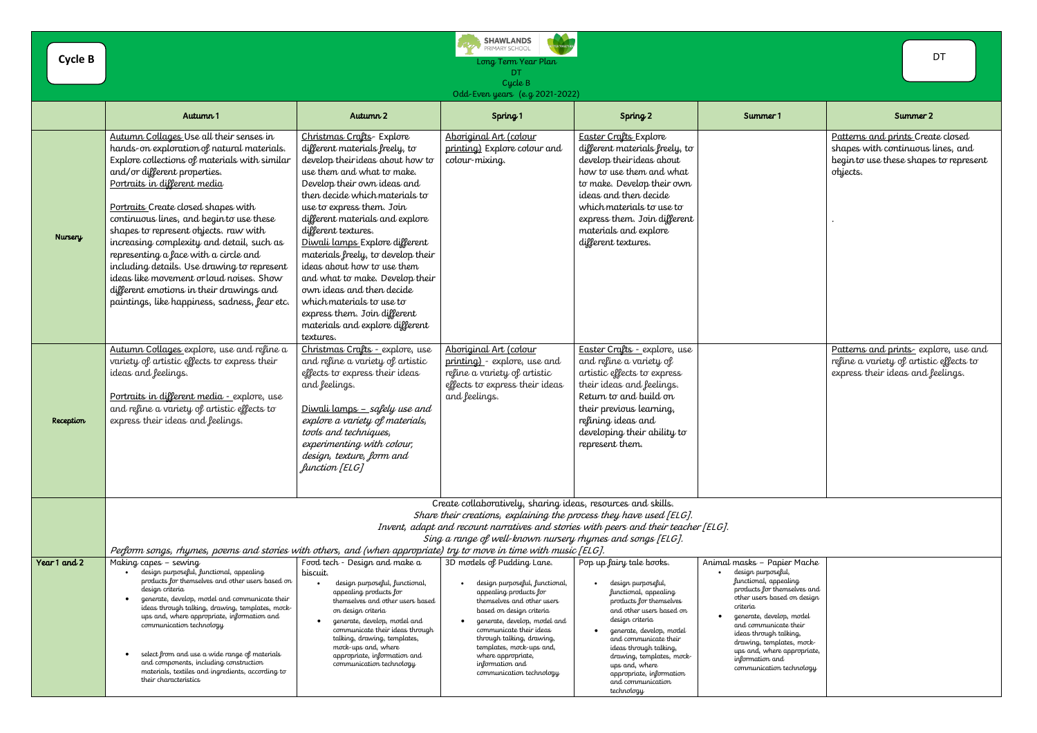**Cycle B**

SHAWLANDS PRIMARY SCHOOL

Long Term Year Plan
DT
Cycle B
Odd-Even years (e.g 2021-2022)

DT

| | Autumn 1 | Autumn 2 | Spring 1 | Spring 2 | Summer 1 | Summer 2 |
|---|---|---|---|---|---|---|
| Nursery | Autumn Collages Use all their senses in hands-on exploration of natural materials. Explore collections of materials with similar and/or different properties.<br>Portraits in different media<br><br>Portraits Create closed shapes with continuous lines, and begin to use these shapes to represent objects. raw with increasing complexity and detail, such as representing a face with a circle and including details. Use drawing to represent ideas like movement or loud noises. Show different emotions in their drawings and paintings, like happiness, sadness, fear etc. | Christmas Crafts- Explore different materials freely, to develop their ideas about how to use them and what to make. Develop their own ideas and then decide which materials to use to express them. Join different materials and explore different textures.<br>Diwali lamps Explore different materials freely, to develop their ideas about how to use them and what to make. Develop their own ideas and then decide which materials to use to express them. Join different materials and explore different textures. | Aboriginal Art (colour printing) Explore colour and colour-mixing. | Easter Crafts Explore different materials freely, to develop their ideas about how to use them and what to make. Develop their own ideas and then decide which materials to use to express them. Join different materials and explore different textures. | | Patterns and prints Create closed shapes with continuous lines, and begin to use these shapes to represent objects.<br><br>. |
| Reception | Autumn Collages explore, use and refine a variety of artistic effects to express their ideas and feelings.<br><br>Portraits in different media - explore, use and refine a variety of artistic effects to express their ideas and feelings. | Christmas Crafts - explore, use and refine a variety of artistic effects to express their ideas and feelings.<br><br>Diwali lamps – *safely use and explore a variety of materials, tools and techniques, experimenting with colour, design, texture, form and function [ELG]* | Aboriginal Art (colour printing) - explore, use and refine a variety of artistic effects to express their ideas and feelings. | Easter Crafts - explore, use and refine a variety of artistic effects to express their ideas and feelings. Return to and build on their previous learning, refining ideas and developing their ability to represent them. | | Patterns and prints- explore, use and refine a variety of artistic effects to express their ideas and feelings. |
| | Create collaboratively, sharing ideas, resources and skills.<br>*Share their creations, explaining the process they have used [ELG].*<br>*Invent, adapt and recount narratives and stories with peers and their teacher [ELG].*<br>*Sing a range of well-known nursery rhymes and songs [ELG].*<br>*Perform songs, rhymes, poems and stories with others, and (when appropriate) try to move in time with music [ELG].* | | | | | |
| Year 1 and 2 | Making capes – sewing<br>• design purposeful, functional, appealing products for themselves and other users based on design criteria<br>• generate, develop, model and communicate their ideas through talking, drawing, templates, mock-ups and, where appropriate, information and communication technology<br>• select from and use a wide range of materials and components, including construction materials, textiles and ingredients, according to their characteristics | Food tech - Design and make a biscuit.<br>• design purposeful, functional, appealing products for themselves and other users based on design criteria<br>• generate, develop, model and communicate their ideas through talking, drawing, templates, mock-ups and, where appropriate, information and communication technology | 3D models of Pudding Lane.<br>• design purposeful, functional, appealing products for themselves and other users based on design criteria<br>• generate, develop, model and communicate their ideas through talking, drawing, templates, mock-ups and, where appropriate, information and communication technology | Pop up fairy tale books.<br>• design purposeful, functional, appealing products for themselves and other users based on design criteria<br>• generate, develop, model and communicate their ideas through talking, drawing, templates, mock-ups and, where appropriate, information and communication technology | Animal masks – Papier Mache<br>• design purposeful, functional, appealing products for themselves and other users based on design criteria<br>• generate, develop, model and communicate their ideas through talking, drawing, templates, mock-ups and, where appropriate, information and communication technology | |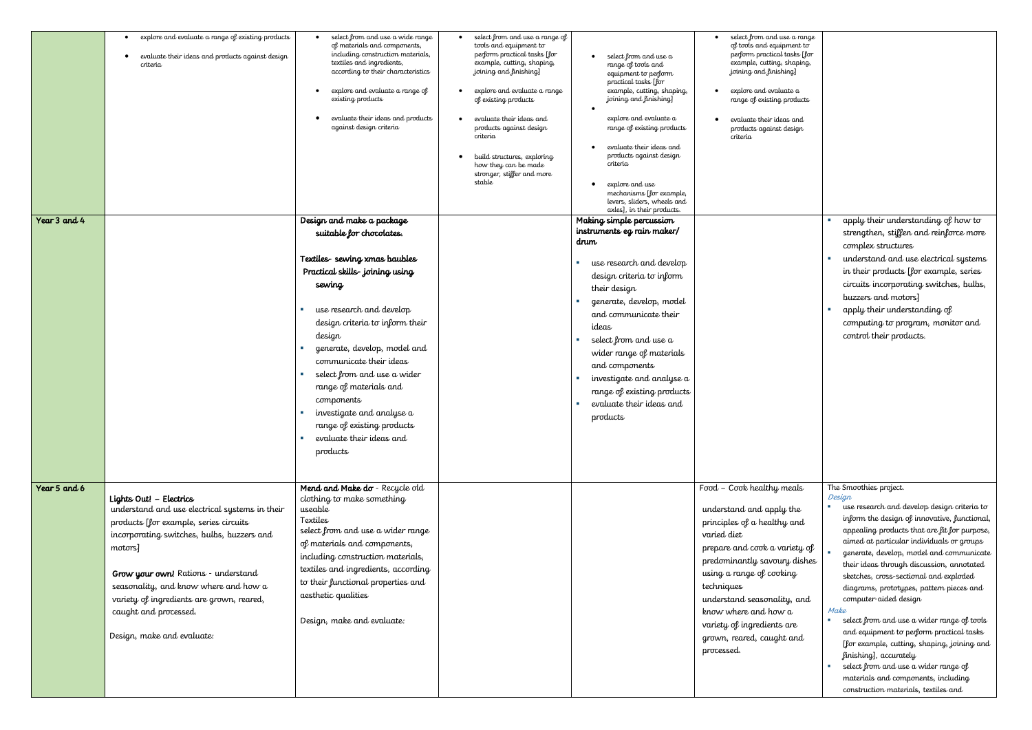| | | | | | | |
|---|---|---|---|---|---|---|
| | • explore and evaluate a range of existing products<br>• evaluate their ideas and products against design criteria | • select from and use a wide range of materials and components, including construction materials, textiles and ingredients, according to their characteristics<br>• explore and evaluate a range of existing products<br>• evaluate their ideas and products against design criteria | • select from and use a range of tools and equipment to perform practical tasks [for example, cutting, shaping, joining and finishing]<br>• explore and evaluate a range of existing products<br>• evaluate their ideas and products against design criteria<br>• build structures, exploring how they can be made stronger, stiffer and more stable | • select from and use a range of tools and equipment to perform practical tasks [for example, cutting, shaping, joining and finishing]<br>• explore and evaluate a range of existing products<br>• evaluate their ideas and products against design criteria<br>• explore and use mechanisms [for example, levers, sliders, wheels and axles], in their products. | • select from and use a range of tools and equipment to perform practical tasks [for example, cutting, shaping, joining and finishing]<br>• explore and evaluate a range of existing products<br>• evaluate their ideas and products against design criteria | |
| Year 3 and 4 | | **Design and make a package suitable for chocolates.**<br><br>**Textiles- sewing xmas baubles**<br>**Practical skills- joining using sewing**<br><br>▪ use research and develop design criteria to inform their design<br>▪ generate, develop, model and communicate their ideas<br>▪ select from and use a wider range of materials and components<br>▪ investigate and analyse a range of existing products<br>▪ evaluate their ideas and products | | **Making simple percussion instruments eg rain maker/ drum**<br><br>▪ use research and develop design criteria to inform their design<br>▪ generate, develop, model and communicate their ideas<br>▪ select from and use a wider range of materials and components<br>▪ investigate and analyse a range of existing products<br>▪ evaluate their ideas and products | | ▪ apply their understanding of how to strengthen, stiffen and reinforce more complex structures<br>▪ understand and use electrical systems in their products [for example, series circuits incorporating switches, bulbs, buzzers and motors]<br>▪ apply their understanding of computing to program, monitor and control their products. |
| Year 5 and 6 | **Lights Out! – Electrics**<br>understand and use electrical systems in their products [for example, series circuits incorporating switches, bulbs, buzzers and motors]<br><br>**Grow your own!** Rations - understand seasonality, and know where and how a variety of ingredients are grown, reared, caught and processed.<br><br>Design, make and evaluate: | **Mend and Make do** - Recycle old clothing to make something useable<br>Textiles<br>select from and use a wider range of materials and components, including construction materials, textiles and ingredients, according to their functional properties and aesthetic qualities<br><br>Design, make and evaluate: | | | Food – Cook healthy meals<br><br>understand and apply the principles of a healthy and varied diet<br>prepare and cook a variety of predominantly savoury dishes using a range of cooking techniques<br>understand seasonality, and know where and how a variety of ingredients are grown, reared, caught and processed. | The Smoothies project.<br>*Design*<br>▪ use research and develop design criteria to inform the design of innovative, functional, appealing products that are fit for purpose, aimed at particular individuals or groups<br>▪ generate, develop, model and communicate their ideas through discussion, annotated sketches, cross-sectional and exploded diagrams, prototypes, pattern pieces and computer-aided design<br>*Make*<br>▪ select from and use a wider range of tools and equipment to perform practical tasks [for example, cutting, shaping, joining and finishing], accurately<br>▪ select from and use a wider range of materials and components, including construction materials, textiles and |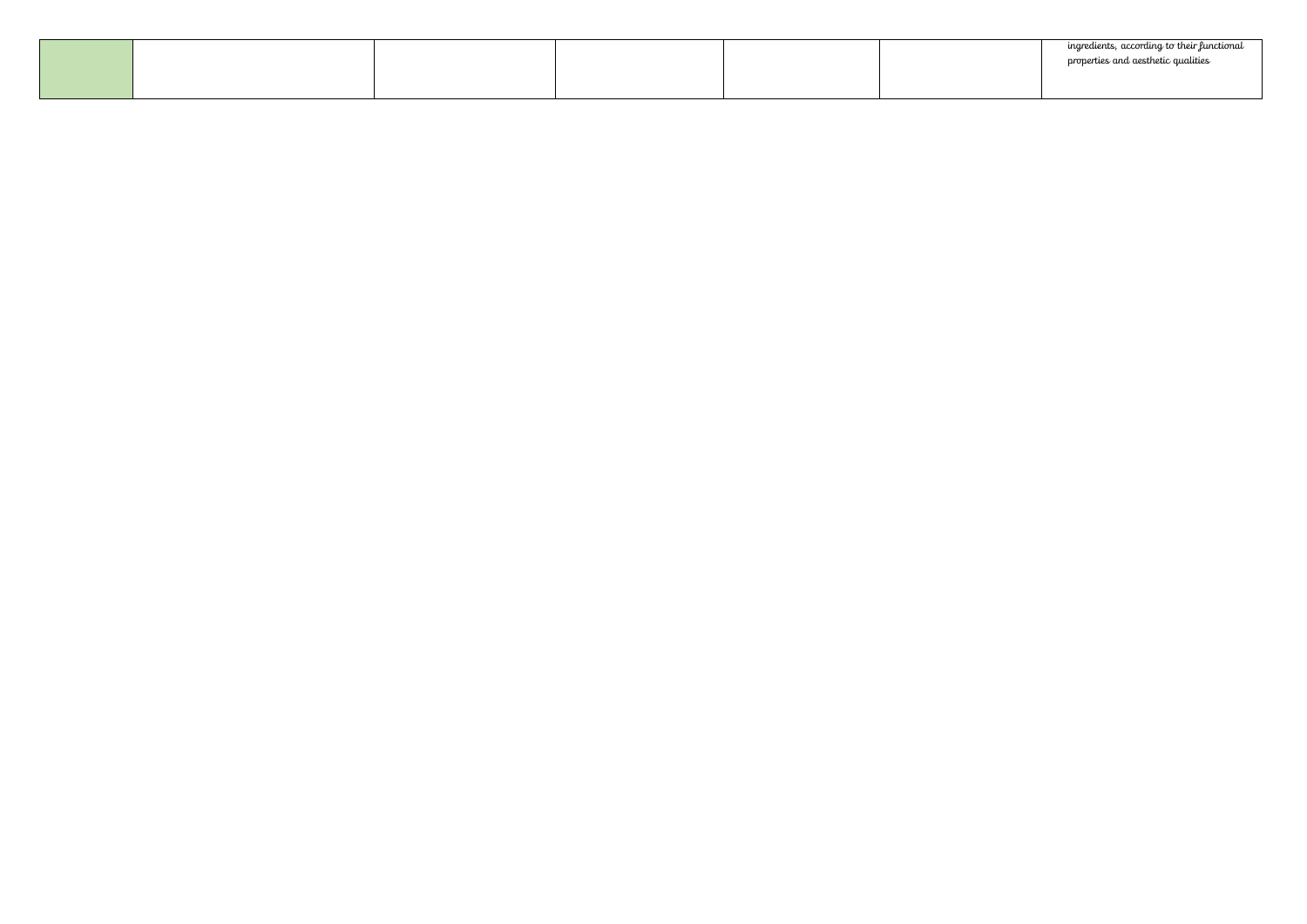| | | | | | | |
|---|---|---|---|---|---|---|
| | | | | | | ingredients, according to their functional properties and aesthetic qualities |